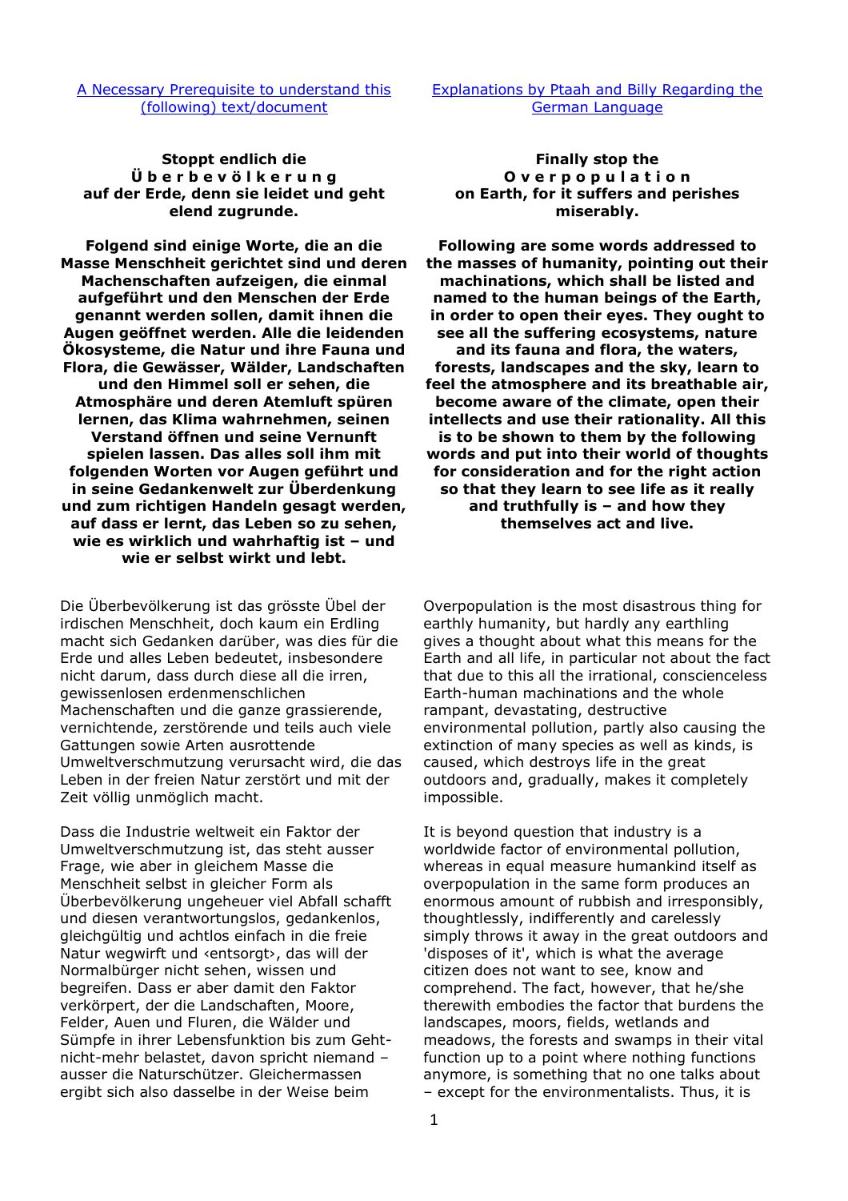A Necessary Prerequisite to understand this (following) text/document

Explanations by Ptaah and Billy Regarding the German Language

**Stoppt endlich die Ü b e r b e v ö l k e r u n g auf der Erde, denn sie leidet und geht elend zugrunde.**

**Folgend sind einige Worte, die an die Masse Menschheit gerichtet sind und deren Machenschaften aufzeigen, die einmal aufgeführt und den Menschen der Erde genannt werden sollen, damit ihnen die Augen geöffnet werden. Alle die leidenden Ökosysteme, die Natur und ihre Fauna und Flora, die Gewässer, Wälder, Landschaften und den Himmel soll er sehen, die Atmosphäre und deren Atemluft spüren lernen, das Klima wahrnehmen, seinen Verstand öffnen und seine Vernunft spielen lassen. Das alles soll ihm mit folgenden Worten vor Augen geführt und in seine Gedankenwelt zur Überdenkung und zum richtigen Handeln gesagt werden, auf dass er lernt, das Leben so zu sehen, wie es wirklich und wahrhaftig ist – und wie er selbst wirkt und lebt.**

Die Überbevölkerung ist das grösste Übel der irdischen Menschheit, doch kaum ein Erdling macht sich Gedanken darüber, was dies für die Erde und alles Leben bedeutet, insbesondere nicht darum, dass durch diese all die irren, gewissenlosen erdenmenschlichen Machenschaften und die ganze grassierende, vernichtende, zerstörende und teils auch viele Gattungen sowie Arten ausrottende Umweltverschmutzung verursacht wird, die das Leben in der freien Natur zerstört und mit der Zeit völlig unmöglich macht.

Dass die Industrie weltweit ein Faktor der Umweltverschmutzung ist, das steht ausser Frage, wie aber in gleichem Masse die Menschheit selbst in gleicher Form als Überbevölkerung ungeheuer viel Abfall schafft und diesen verantwortungslos, gedankenlos, gleichgültig und achtlos einfach in die freie Natur wegwirft und ‹entsorgt›, das will der Normalbürger nicht sehen, wissen und begreifen. Dass er aber damit den Faktor verkörpert, der die Landschaften, Moore, Felder, Auen und Fluren, die Wälder und Sümpfe in ihrer Lebensfunktion bis zum Geht-nicht-mehr belastet, davon spricht niemand – ausser die Naturschützer. Gleichermassen ergibt sich also dasselbe in der Weise beim

**Finally stop the O v e r p o p u l a t i o n on Earth, for it suffers and perishes miserably.**

**Following are some words addressed to the masses of humanity, pointing out their machinations, which shall be listed and named to the human beings of the Earth, in order to open their eyes. They ought to see all the suffering ecosystems, nature and its fauna and flora, the waters, forests, landscapes and the sky, learn to feel the atmosphere and its breathable air, become aware of the climate, open their intellects and use their rationality. All this is to be shown to them by the following words and put into their world of thoughts for consideration and for the right action so that they learn to see life as it really and truthfully is – and how they themselves act and live.**

Overpopulation is the most disastrous thing for earthly humanity, but hardly any earthling gives a thought about what this means for the Earth and all life, in particular not about the fact that due to this all the irrational, conscienceless Earth-human machinations and the whole rampant, devastating, destructive environmental pollution, partly also causing the extinction of many species as well as kinds, is caused, which destroys life in the great outdoors and, gradually, makes it completely impossible.

It is beyond question that industry is a worldwide factor of environmental pollution, whereas in equal measure humankind itself as overpopulation in the same form produces an enormous amount of rubbish and irresponsibly, thoughtlessly, indifferently and carelessly simply throws it away in the great outdoors and 'disposes of it', which is what the average citizen does not want to see, know and comprehend. The fact, however, that he/she therewith embodies the factor that burdens the landscapes, moors, fields, wetlands and meadows, the forests and swamps in their vital function up to a point where nothing functions anymore, is something that no one talks about – except for the environmentalists. Thus, it is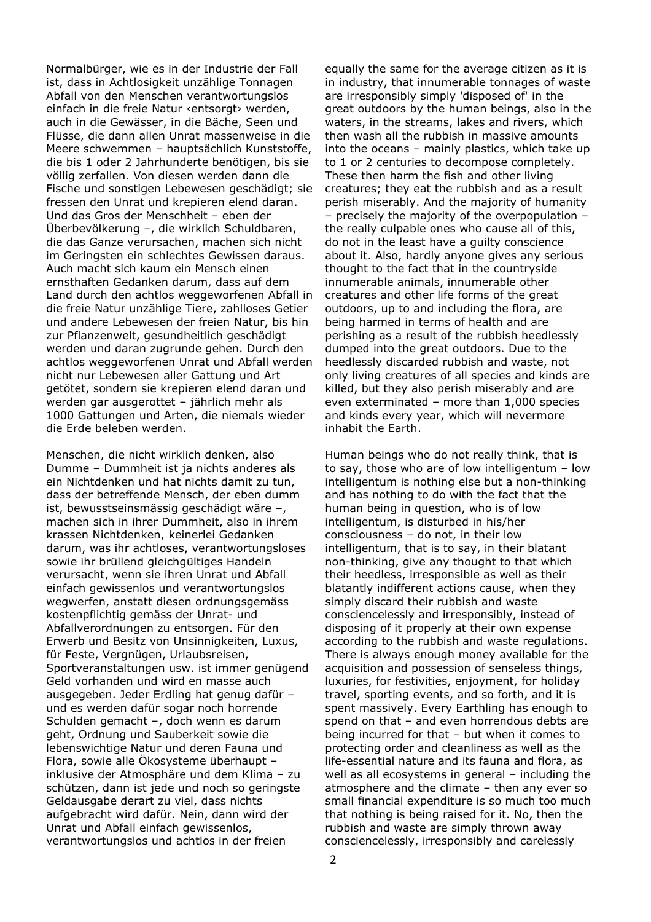Normalbürger, wie es in der Industrie der Fall ist, dass in Achtlosigkeit unzählige Tonnagen Abfall von den Menschen verantwortungslos einfach in die freie Natur ‹entsorgt› werden, auch in die Gewässer, in die Bäche, Seen und Flüsse, die dann allen Unrat massenweise in die Meere schwemmen – hauptsächlich Kunststoffe, die bis 1 oder 2 Jahrhunderte benötigen, bis sie völlig zerfallen. Von diesen werden dann die Fische und sonstigen Lebewesen geschädigt; sie fressen den Unrat und krepieren elend daran. Und das Gros der Menschheit – eben der Überbevölkerung –, die wirklich Schuldbaren, die das Ganze verursachen, machen sich nicht im Geringsten ein schlechtes Gewissen daraus. Auch macht sich kaum ein Mensch einen ernsthaften Gedanken darum, dass auf dem Land durch den achtlos weggeworfenen Abfall in die freie Natur unzählige Tiere, zahlloses Getier und andere Lebewesen der freien Natur, bis hin zur Pflanzenwelt, gesundheitlich geschädigt werden und daran zugrunde gehen. Durch den achtlos weggeworfenen Unrat und Abfall werden nicht nur Lebewesen aller Gattung und Art getötet, sondern sie krepieren elend daran und werden gar ausgerottet – jährlich mehr als 1000 Gattungen und Arten, die niemals wieder die Erde beleben werden.

equally the same for the average citizen as it is in industry, that innumerable tonnages of waste are irresponsibly simply 'disposed of' in the great outdoors by the human beings, also in the waters, in the streams, lakes and rivers, which then wash all the rubbish in massive amounts into the oceans – mainly plastics, which take up to 1 or 2 centuries to decompose completely. These then harm the fish and other living creatures; they eat the rubbish and as a result perish miserably. And the majority of humanity – precisely the majority of the overpopulation – the really culpable ones who cause all of this, do not in the least have a guilty conscience about it. Also, hardly anyone gives any serious thought to the fact that in the countryside innumerable animals, innumerable other creatures and other life forms of the great outdoors, up to and including the flora, are being harmed in terms of health and are perishing as a result of the rubbish heedlessly dumped into the great outdoors. Due to the heedlessly discarded rubbish and waste, not only living creatures of all species and kinds are killed, but they also perish miserably and are even exterminated – more than 1,000 species and kinds every year, which will nevermore inhabit the Earth.

Menschen, die nicht wirklich denken, also Dumme – Dummheit ist ja nichts anderes als ein Nichtdenken und hat nichts damit zu tun, dass der betreffende Mensch, der eben dumm ist, bewusstseinsmässig geschädigt wäre –, machen sich in ihrer Dummheit, also in ihrem krassen Nichtdenken, keinerlei Gedanken darum, was ihr achtloses, verantwortungsloses sowie ihr brüllend gleichgültiges Handeln verursacht, wenn sie ihren Unrat und Abfall einfach gewissenlos und verantwortungslos wegwerfen, anstatt diesen ordnungsgemäss kostenpflichtig gemäss der Unrat- und Abfallverordnungen zu entsorgen. Für den Erwerb und Besitz von Unsinnigkeiten, Luxus, für Feste, Vergnügen, Urlaubsreisen, Sportveranstaltungen usw. ist immer genügend Geld vorhanden und wird en masse auch ausgegeben. Jeder Erdling hat genug dafür – und es werden dafür sogar noch horrende Schulden gemacht –, doch wenn es darum geht, Ordnung und Sauberkeit sowie die lebenswichtige Natur und deren Fauna und Flora, sowie alle Ökosysteme überhaupt – inklusive der Atmosphäre und dem Klima – zu schützen, dann ist jede und noch so geringste Geldausgabe derart zu viel, dass nichts aufgebracht wird dafür. Nein, dann wird der Unrat und Abfall einfach gewissenlos, verantwortungslos und achtlos in der freien

Human beings who do not really think, that is to say, those who are of low intelligentum – low intelligentum is nothing else but a non-thinking and has nothing to do with the fact that the human being in question, who is of low intelligentum, is disturbed in his/her consciousness – do not, in their low intelligentum, that is to say, in their blatant non-thinking, give any thought to that which their heedless, irresponsible as well as their blatantly indifferent actions cause, when they simply discard their rubbish and waste consciencelessly and irresponsibly, instead of disposing of it properly at their own expense according to the rubbish and waste regulations. There is always enough money available for the acquisition and possession of senseless things, luxuries, for festivities, enjoyment, for holiday travel, sporting events, and so forth, and it is spent massively. Every Earthling has enough to spend on that – and even horrendous debts are being incurred for that – but when it comes to protecting order and cleanliness as well as the life-essential nature and its fauna and flora, as well as all ecosystems in general – including the atmosphere and the climate – then any ever so small financial expenditure is so much too much that nothing is being raised for it. No, then the rubbish and waste are simply thrown away consciencelessly, irresponsibly and carelessly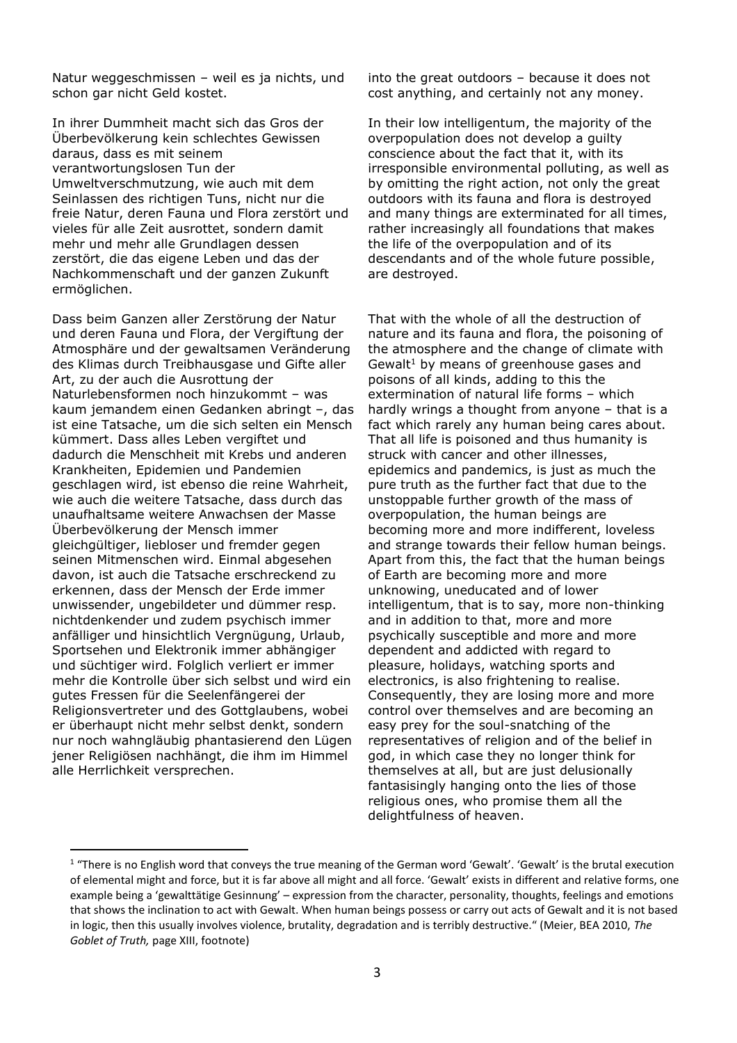Natur weggeschmissen – weil es ja nichts, und schon gar nicht Geld kostet.

In ihrer Dummheit macht sich das Gros der Überbevölkerung kein schlechtes Gewissen daraus, dass es mit seinem verantwortungslosen Tun der Umweltverschmutzung, wie auch mit dem Seinlassen des richtigen Tuns, nicht nur die freie Natur, deren Fauna und Flora zerstört und vieles für alle Zeit ausrottet, sondern damit mehr und mehr alle Grundlagen dessen zerstört, die das eigene Leben und das der Nachkommenschaft und der ganzen Zukunft ermöglichen.

Dass beim Ganzen aller Zerstörung der Natur und deren Fauna und Flora, der Vergiftung der Atmosphäre und der gewaltsamen Veränderung des Klimas durch Treibhausgase und Gifte aller Art, zu der auch die Ausrottung der Naturlebensformen noch hinzukommt – was kaum jemandem einen Gedanken abringt –, das ist eine Tatsache, um die sich selten ein Mensch kümmert. Dass alles Leben vergiftet und dadurch die Menschheit mit Krebs und anderen Krankheiten, Epidemien und Pandemien geschlagen wird, ist ebenso die reine Wahrheit, wie auch die weitere Tatsache, dass durch das unaufhaltsame weitere Anwachsen der Masse Überbevölkerung der Mensch immer gleichgültiger, liebloser und fremder gegen seinen Mitmenschen wird. Einmal abgesehen davon, ist auch die Tatsache erschreckend zu erkennen, dass der Mensch der Erde immer unwissender, ungebildeter und dümmer resp. nichtdenkender und zudem psychisch immer anfälliger und hinsichtlich Vergnügung, Urlaub, Sportsehen und Elektronik immer abhängiger und süchtiger wird. Folglich verliert er immer mehr die Kontrolle über sich selbst und wird ein gutes Fressen für die Seelenfängerei der Religionsvertreter und des Gottglaubens, wobei er überhaupt nicht mehr selbst denkt, sondern nur noch wahngläubig phantasierend den Lügen jener Religiösen nachhängt, die ihm im Himmel alle Herrlichkeit versprechen.

into the great outdoors – because it does not cost anything, and certainly not any money.

In their low intelligentum, the majority of the overpopulation does not develop a guilty conscience about the fact that it, with its irresponsible environmental polluting, as well as by omitting the right action, not only the great outdoors with its fauna and flora is destroyed and many things are exterminated for all times, rather increasingly all foundations that makes the life of the overpopulation and of its descendants and of the whole future possible, are destroyed.

That with the whole of all the destruction of nature and its fauna and flora, the poisoning of the atmosphere and the change of climate with Gewalt[1] by means of greenhouse gases and poisons of all kinds, adding to this the extermination of natural life forms – which hardly wrings a thought from anyone – that is a fact which rarely any human being cares about. That all life is poisoned and thus humanity is struck with cancer and other illnesses, epidemics and pandemics, is just as much the pure truth as the further fact that due to the unstoppable further growth of the mass of overpopulation, the human beings are becoming more and more indifferent, loveless and strange towards their fellow human beings. Apart from this, the fact that the human beings of Earth are becoming more and more unknowing, uneducated and of lower intelligentum, that is to say, more non-thinking and in addition to that, more and more psychically susceptible and more and more dependent and addicted with regard to pleasure, holidays, watching sports and electronics, is also frightening to realise. Consequently, they are losing more and more control over themselves and are becoming an easy prey for the soul-snatching of the representatives of religion and of the belief in god, in which case they no longer think for themselves at all, but are just delusionally fantasisingly hanging onto the lies of those religious ones, who promise them all the delightfulness of heaven.

---

[1] "There is no English word that conveys the true meaning of the German word 'Gewalt'. 'Gewalt' is the brutal execution of elemental might and force, but it is far above all might and all force. 'Gewalt' exists in different and relative forms, one example being a 'gewalttätige Gesinnung' – expression from the character, personality, thoughts, feelings and emotions that shows the inclination to act with Gewalt. When human beings possess or carry out acts of Gewalt and it is not based in logic, then this usually involves violence, brutality, degradation and is terribly destructive." (Meier, BEA 2010, *The Goblet of Truth,* page XIII, footnote)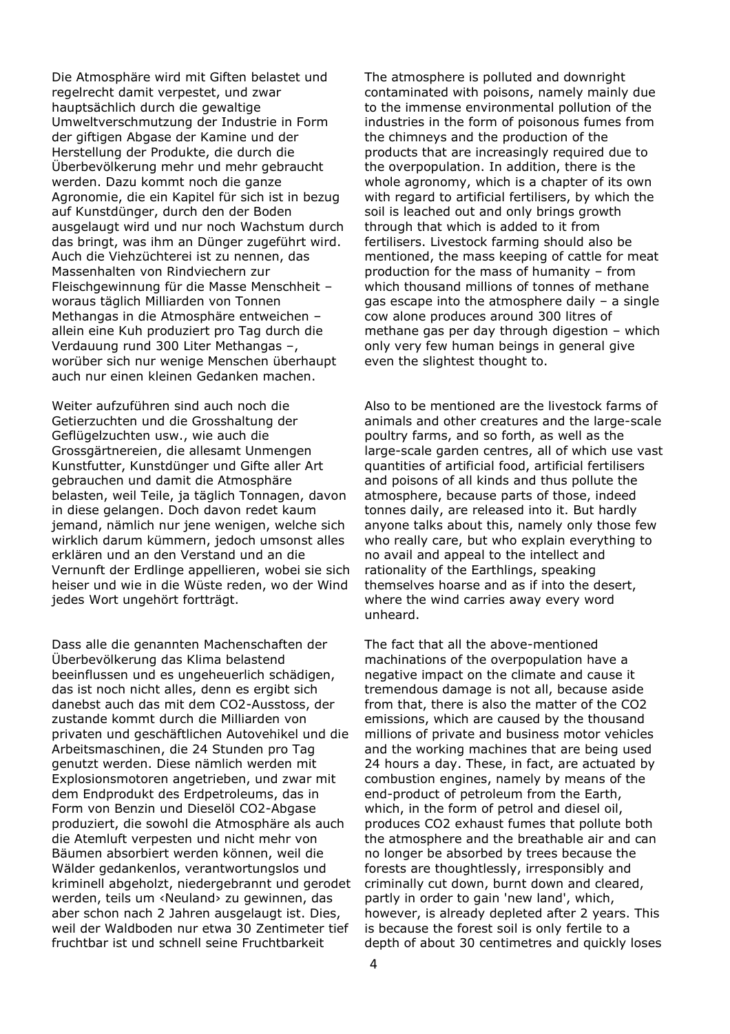Die Atmosphäre wird mit Giften belastet und regelrecht damit verpestet, und zwar hauptsächlich durch die gewaltige Umweltverschmutzung der Industrie in Form der giftigen Abgase der Kamine und der Herstellung der Produkte, die durch die Überbevölkerung mehr und mehr gebraucht werden. Dazu kommt noch die ganze Agronomie, die ein Kapitel für sich ist in bezug auf Kunstdünger, durch den der Boden ausgelaugt wird und nur noch Wachstum durch das bringt, was ihm an Dünger zugeführt wird. Auch die Viehzüchterei ist zu nennen, das Massenhalten von Rindviechern zur Fleischgewinnung für die Masse Menschheit – woraus täglich Milliarden von Tonnen Methangas in die Atmosphäre entweichen – allein eine Kuh produziert pro Tag durch die Verdauung rund 300 Liter Methangas –, worüber sich nur wenige Menschen überhaupt auch nur einen kleinen Gedanken machen.

The atmosphere is polluted and downright contaminated with poisons, namely mainly due to the immense environmental pollution of the industries in the form of poisonous fumes from the chimneys and the production of the products that are increasingly required due to the overpopulation. In addition, there is the whole agronomy, which is a chapter of its own with regard to artificial fertilisers, by which the soil is leached out and only brings growth through that which is added to it from fertilisers. Livestock farming should also be mentioned, the mass keeping of cattle for meat production for the mass of humanity – from which thousand millions of tonnes of methane gas escape into the atmosphere daily – a single cow alone produces around 300 litres of methane gas per day through digestion – which only very few human beings in general give even the slightest thought to.

Weiter aufzuführen sind auch noch die Getierzuchten und die Grosshaltung der Geflügelzuchten usw., wie auch die Grossgärtnereien, die allesamt Unmengen Kunstfutter, Kunstdünger und Gifte aller Art gebrauchen und damit die Atmosphäre belasten, weil Teile, ja täglich Tonnagen, davon in diese gelangen. Doch davon redet kaum jemand, nämlich nur jene wenigen, welche sich wirklich darum kümmern, jedoch umsonst alles erklären und an den Verstand und an die Vernunft der Erdlinge appellieren, wobei sie sich heiser und wie in die Wüste reden, wo der Wind jedes Wort ungehört forträgt.

Also to be mentioned are the livestock farms of animals and other creatures and the large-scale poultry farms, and so forth, as well as the large-scale garden centres, all of which use vast quantities of artificial food, artificial fertilisers and poisons of all kinds and thus pollute the atmosphere, because parts of those, indeed tonnes daily, are released into it. But hardly anyone talks about this, namely only those few who really care, but who explain everything to no avail and appeal to the intellect and rationality of the Earthlings, speaking themselves hoarse and as if into the desert, where the wind carries away every word unheard.

Dass alle die genannten Machenschaften der Überbevölkerung das Klima belastend beeinflussen und es ungeheuerlich schädigen, das ist noch nicht alles, denn es ergibt sich danebst auch das mit dem $CO_2$-Ausstoss, der zustande kommt durch die Milliarden von privaten und geschäftlichen Autovehikel und die Arbeitsmaschinen, die 24 Stunden pro Tag genutzt werden. Diese nämlich werden mit Explosionsmotoren angetrieben, und zwar mit dem Endprodukt des Erdpetroleums, das in Form von Benzin und Dieselöl $CO_2$-Abgase produziert, die sowohl die Atmosphäre als auch die Atemluft verpesten und nicht mehr von Bäumen absorbiert werden können, weil die Wälder gedankenlos, verantwortungslos und kriminell abgeholzt, niedergebrannt und gerodet werden, teils um ‹Neuland› zu gewinnen, das aber schon nach 2 Jahren ausgelaugt ist. Dies, weil der Waldboden nur etwa 30 Zentimeter tief fruchtbar ist und schnell seine Fruchtbarkeit

The fact that all the above-mentioned machinations of the overpopulation have a negative impact on the climate and cause it tremendous damage is not all, because aside from that, there is also the matter of the $CO_2$ emissions, which are caused by the thousand millions of private and business motor vehicles and the working machines that are being used 24 hours a day. These, in fact, are actuated by combustion engines, namely by means of the end-product of petroleum from the Earth, which, in the form of petrol and diesel oil, produces $CO_2$ exhaust fumes that pollute both the atmosphere and the breathable air and can no longer be absorbed by trees because the forests are thoughtlessly, irresponsibly and criminally cut down, burnt down and cleared, partly in order to gain 'new land', which, however, is already depleted after 2 years. This is because the forest soil is only fertile to a depth of about 30 centimetres and quickly loses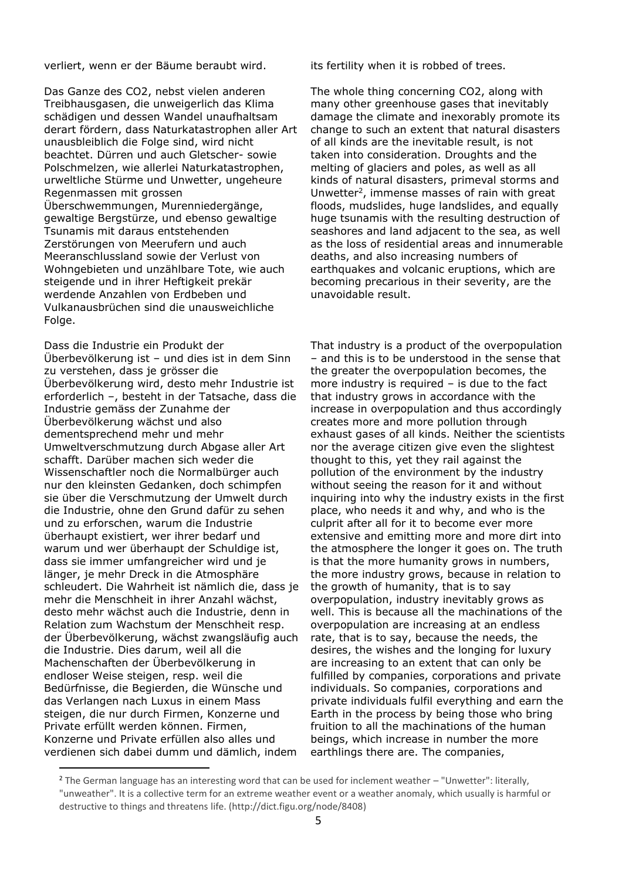verliert, wenn er der Bäume beraubt wird.

its fertility when it is robbed of trees.

Das Ganze des $CO_2$, nebst vielen anderen Treibhausgasen, die unweigerlich das Klima schädigen und dessen Wandel unaufhaltsam derart fördern, dass Naturkatastrophen aller Art unausbleiblich die Folge sind, wird nicht beachtet. Dürren und auch Gletscher- sowie Polschmelzen, wie allerlei Naturkatastrophen, urweltliche Stürme und Unwetter, ungeheure Regenmassen mit grossen Überschwemmungen, Murenniedergänge, gewaltige Bergstürze, und ebenso gewaltige Tsunamis mit daraus entstehenden Zerstörungen von Meerufern und auch Meeranschlussland sowie der Verlust von Wohngebieten und unzählbare Tote, wie auch steigende und in ihrer Heftigkeit prekär werdende Anzahlen von Erdbeben und Vulkanausbrüchen sind die unausweichliche Folge.

The whole thing concerning $CO_2$, along with many other greenhouse gases that inevitably damage the climate and inexorably promote its change to such an extent that natural disasters of all kinds are the inevitable result, is not taken into consideration. Droughts and the melting of glaciers and poles, as well as all kinds of natural disasters, primeval storms and Unwetter[2], immense masses of rain with great floods, mudslides, huge landslides, and equally huge tsunamis with the resulting destruction of seashores and land adjacent to the sea, as well as the loss of residential areas and innumerable deaths, and also increasing numbers of earthquakes and volcanic eruptions, which are becoming precarious in their severity, are the unavoidable result.

Dass die Industrie ein Produkt der Überbevölkerung ist – und dies ist in dem Sinn zu verstehen, dass je grösser die Überbevölkerung wird, desto mehr Industrie ist erforderlich –, besteht in der Tatsache, dass die Industrie gemäss der Zunahme der Überbevölkerung wächst und also dementsprechend mehr und mehr Umweltverschmutzung durch Abgase aller Art schafft. Darüber machen sich weder die Wissenschaftler noch die Normalbürger auch nur den kleinsten Gedanken, doch schimpfen sie über die Verschmutzung der Umwelt durch die Industrie, ohne den Grund dafür zu sehen und zu erforschen, warum die Industrie überhaupt existiert, wer ihrer bedarf und warum und wer überhaupt der Schuldige ist, dass sie immer umfangreicher wird und je länger, je mehr Dreck in die Atmosphäre schleudert. Die Wahrheit ist nämlich die, dass je mehr die Menschheit in ihrer Anzahl wächst, desto mehr wächst auch die Industrie, denn in Relation zum Wachstum der Menschheit resp. der Überbevölkerung, wächst zwangsläufig auch die Industrie. Dies darum, weil all die Machenschaften der Überbevölkerung in endloser Weise steigen, resp. weil die Bedürfnisse, die Begierden, die Wünsche und das Verlangen nach Luxus in einem Mass steigen, die nur durch Firmen, Konzerne und Private erfüllt werden können. Firmen, Konzerne und Private erfüllen also alles und verdienen sich dabei dumm und dämlich, indem

That industry is a product of the overpopulation – and this is to be understood in the sense that the greater the overpopulation becomes, the more industry is required – is due to the fact that industry grows in accordance with the increase in overpopulation and thus accordingly creates more and more pollution through exhaust gases of all kinds. Neither the scientists nor the average citizen give even the slightest thought to this, yet they rail against the pollution of the environment by the industry without seeing the reason for it and without inquiring into why the industry exists in the first place, who needs it and why, and who is the culprit after all for it to become ever more extensive and emitting more and more dirt into the atmosphere the longer it goes on. The truth is that the more humanity grows in numbers, the more industry grows, because in relation to the growth of humanity, that is to say overpopulation, industry inevitably grows as well. This is because all the machinations of the overpopulation are increasing at an endless rate, that is to say, because the needs, the desires, the wishes and the longing for luxury are increasing to an extent that can only be fulfilled by companies, corporations and private individuals. So companies, corporations and private individuals fulfil everything and earn the Earth in the process by being those who bring fruition to all the machinations of the human beings, which increase in number the more earthlings there are. The companies,

[2] The German language has an interesting word that can be used for inclement weather – "Unwetter": literally, "unweather". It is a collective term for an extreme weather event or a weather anomaly, which usually is harmful or destructive to things and threatens life. (http://dict.figu.org/node/8408)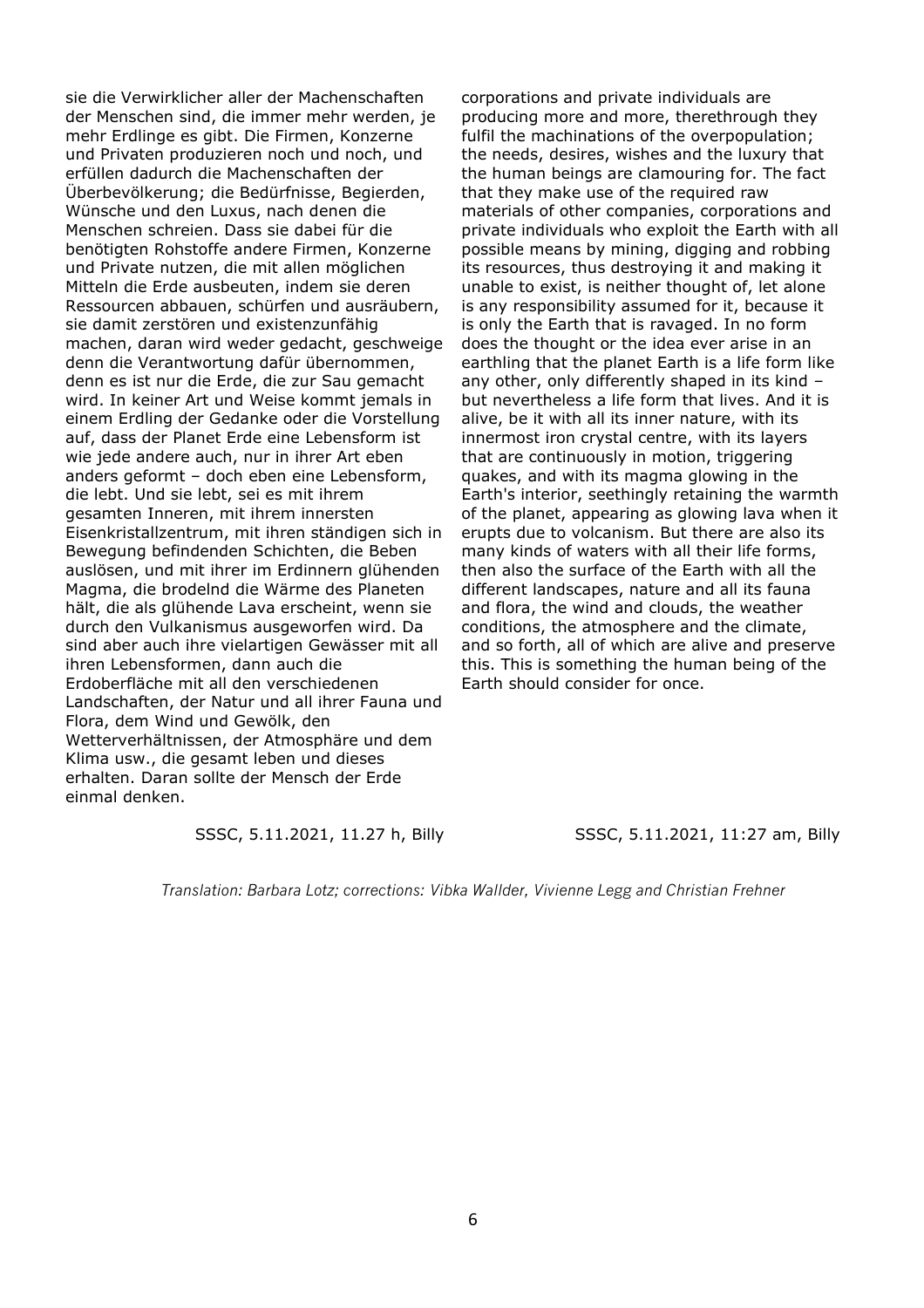sie die Verwirklicher aller der Machenschaften der Menschen sind, die immer mehr werden, je mehr Erdlinge es gibt. Die Firmen, Konzerne und Privaten produzieren noch und noch, und erfüllen dadurch die Machenschaften der Überbevölkerung; die Bedürfnisse, Begierden, Wünsche und den Luxus, nach denen die Menschen schreien. Dass sie dabei für die benötigten Rohstoffe andere Firmen, Konzerne und Private nutzen, die mit allen möglichen Mitteln die Erde ausbeuten, indem sie deren Ressourcen abbauen, schürfen und ausräubern, sie damit zerstören und existenzunfähig machen, daran wird weder gedacht, geschweige denn die Verantwortung dafür übernommen, denn es ist nur die Erde, die zur Sau gemacht wird. In keiner Art und Weise kommt jemals in einem Erdling der Gedanke oder die Vorstellung auf, dass der Planet Erde eine Lebensform ist wie jede andere auch, nur in ihrer Art eben anders geformt – doch eben eine Lebensform, die lebt. Und sie lebt, sei es mit ihrem gesamten Inneren, mit ihrem innersten Eisenkristallzentrum, mit ihren ständigen sich in Bewegung befindenden Schichten, die Beben auslösen, und mit ihrer im Erdinnern glühenden Magma, die brodelnd die Wärme des Planeten hält, die als glühende Lava erscheint, wenn sie durch den Vulkanismus ausgeworfen wird. Da sind aber auch ihre vielartigen Gewässer mit all ihren Lebensformen, dann auch die Erdoberfläche mit all den verschiedenen Landschaften, der Natur und all ihrer Fauna und Flora, dem Wind und Gewölk, den Wetterverhältnissen, der Atmosphäre und dem Klima usw., die gesamt leben und dieses erhalten. Daran sollte der Mensch der Erde einmal denken.

SSSC, 5.11.2021, 11.27 h, Billy

corporations and private individuals are producing more and more, therethrough they fulfil the machinations of the overpopulation; the needs, desires, wishes and the luxury that the human beings are clamouring for. The fact that they make use of the required raw materials of other companies, corporations and private individuals who exploit the Earth with all possible means by mining, digging and robbing its resources, thus destroying it and making it unable to exist, is neither thought of, let alone is any responsibility assumed for it, because it is only the Earth that is ravaged. In no form does the thought or the idea ever arise in an earthling that the planet Earth is a life form like any other, only differently shaped in its kind – but nevertheless a life form that lives. And it is alive, be it with all its inner nature, with its innermost iron crystal centre, with its layers that are continuously in motion, triggering quakes, and with its magma glowing in the Earth's interior, seethingly retaining the warmth of the planet, appearing as glowing lava when it erupts due to volcanism. But there are also its many kinds of waters with all their life forms, then also the surface of the Earth with all the different landscapes, nature and all its fauna and flora, the wind and clouds, the weather conditions, the atmosphere and the climate, and so forth, all of which are alive and preserve this. This is something the human being of the Earth should consider for once.

SSSC, 5.11.2021, 11:27 am, Billy

*Translation: Barbara Lotz; corrections: Vibka Wallder, Vivienne Legg and Christian Frehner*